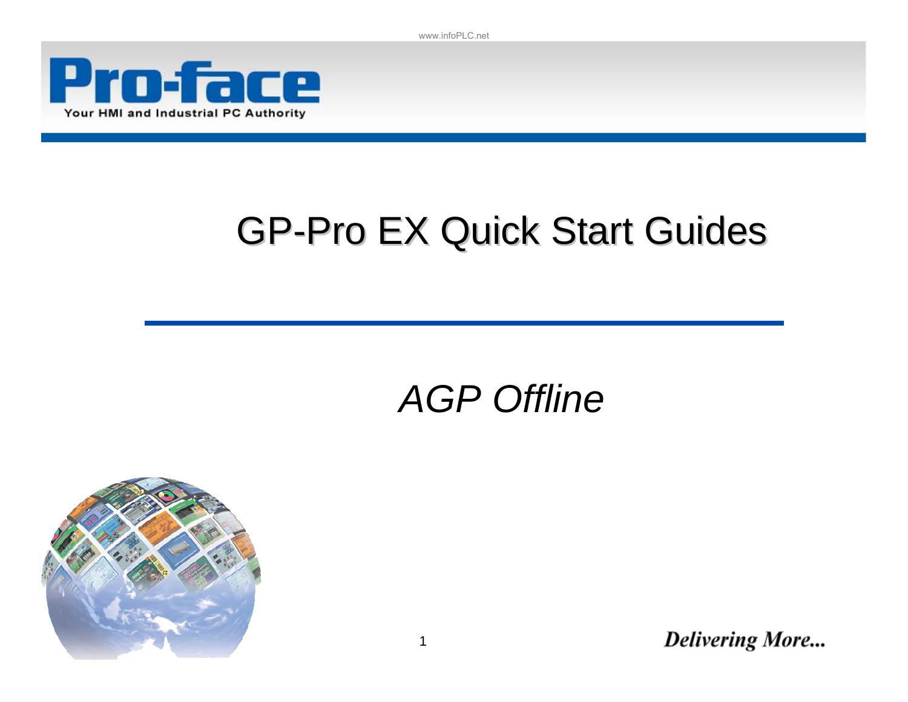# GP-Pro EX Quick Start Guides

*AGP Offline*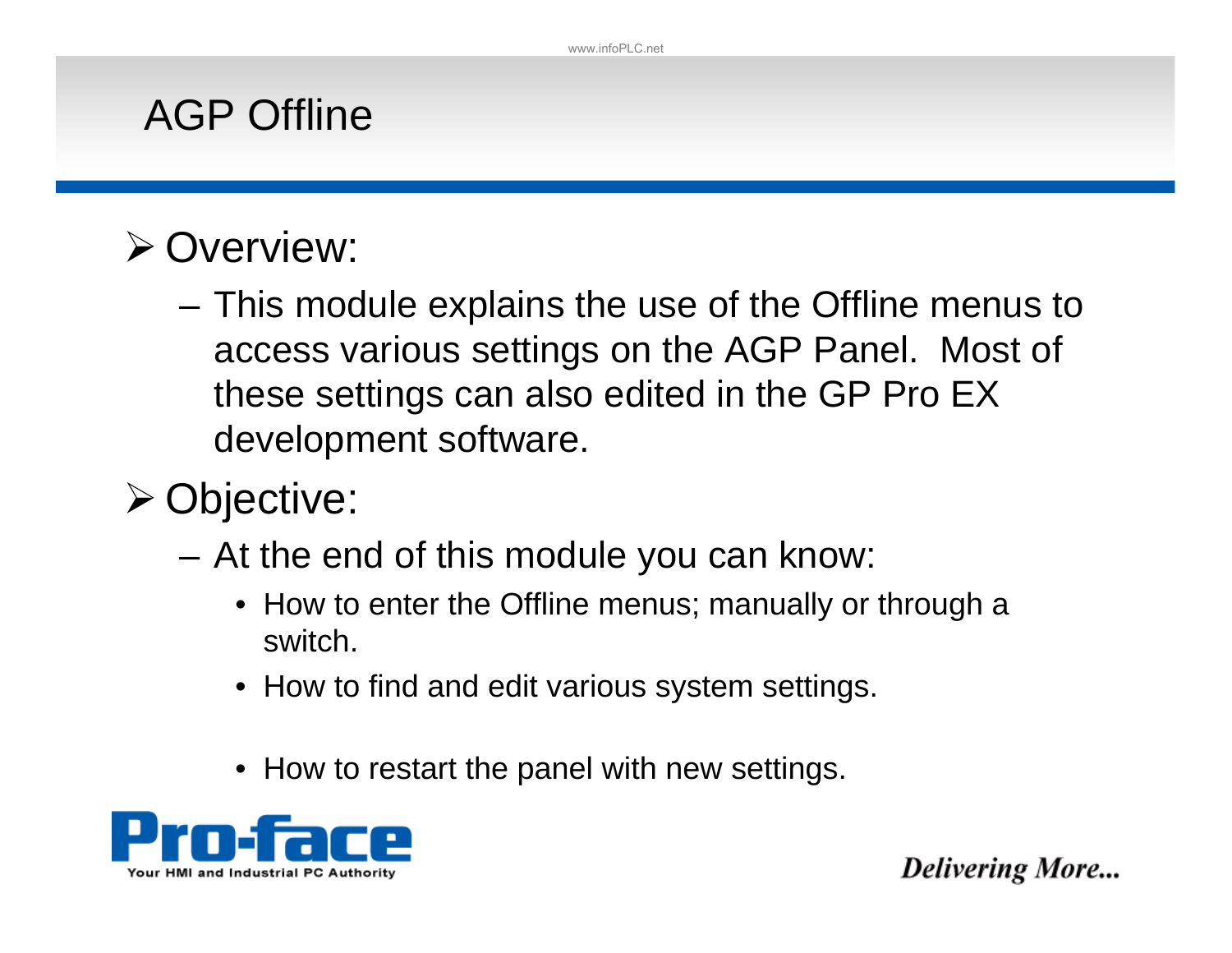# AGP Offline

- Overview:
  - This module explains the use of the Offline menus to access various settings on the AGP Panel. Most of these settings can also edited in the GP Pro EX development software.
- Objective:
  - At the end of this module you can know:
    - How to enter the Offline menus; manually or through a switch.
    - How to find and edit various system settings.
    - How to restart the panel with new settings.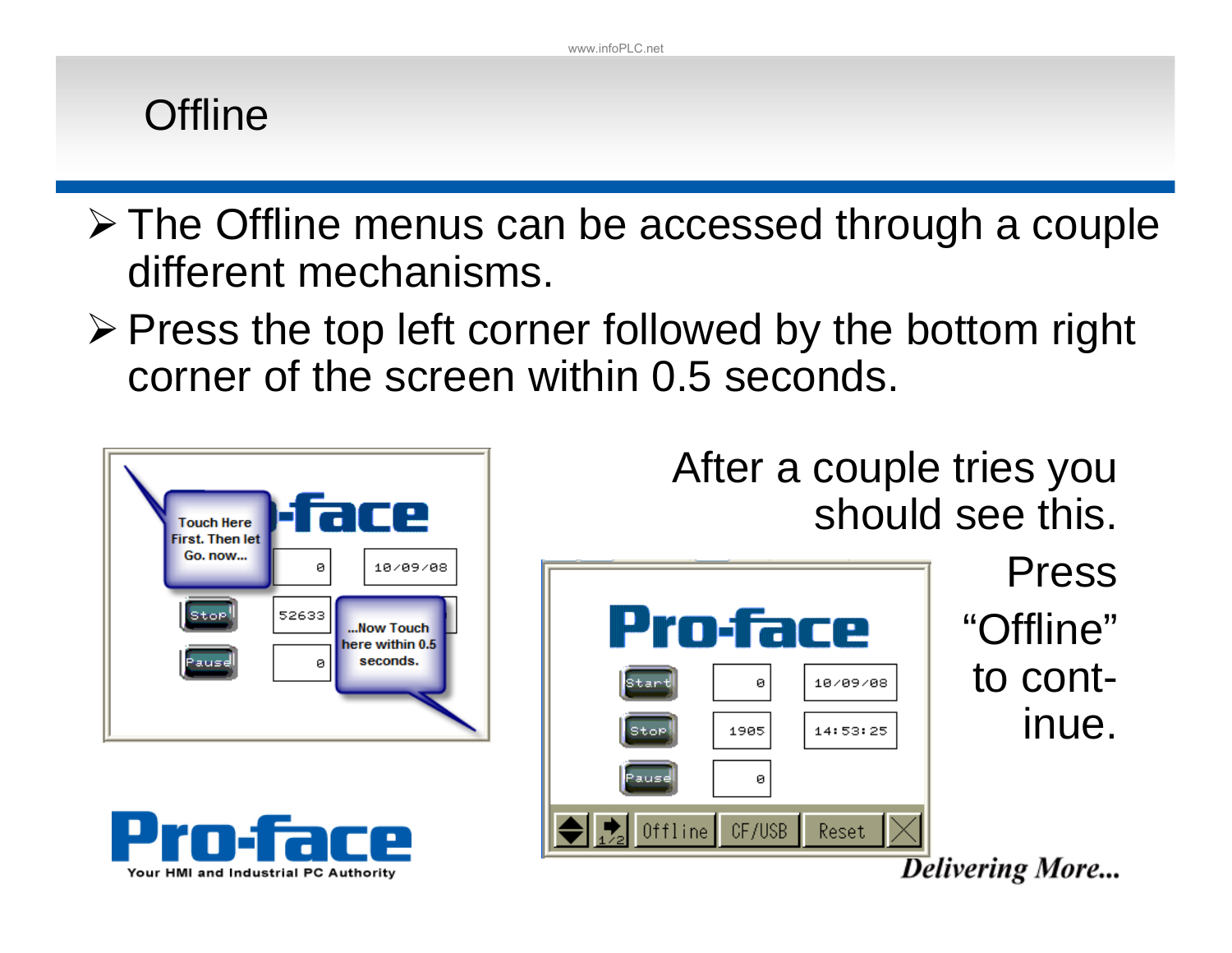# Offline

- The Offline menus can be accessed through a couple different mechanisms.
- Press the top left corner followed by the bottom right corner of the screen within 0.5 seconds.

After a couple tries you should see this.

Press "Offline" to continue.

*Delivering More...*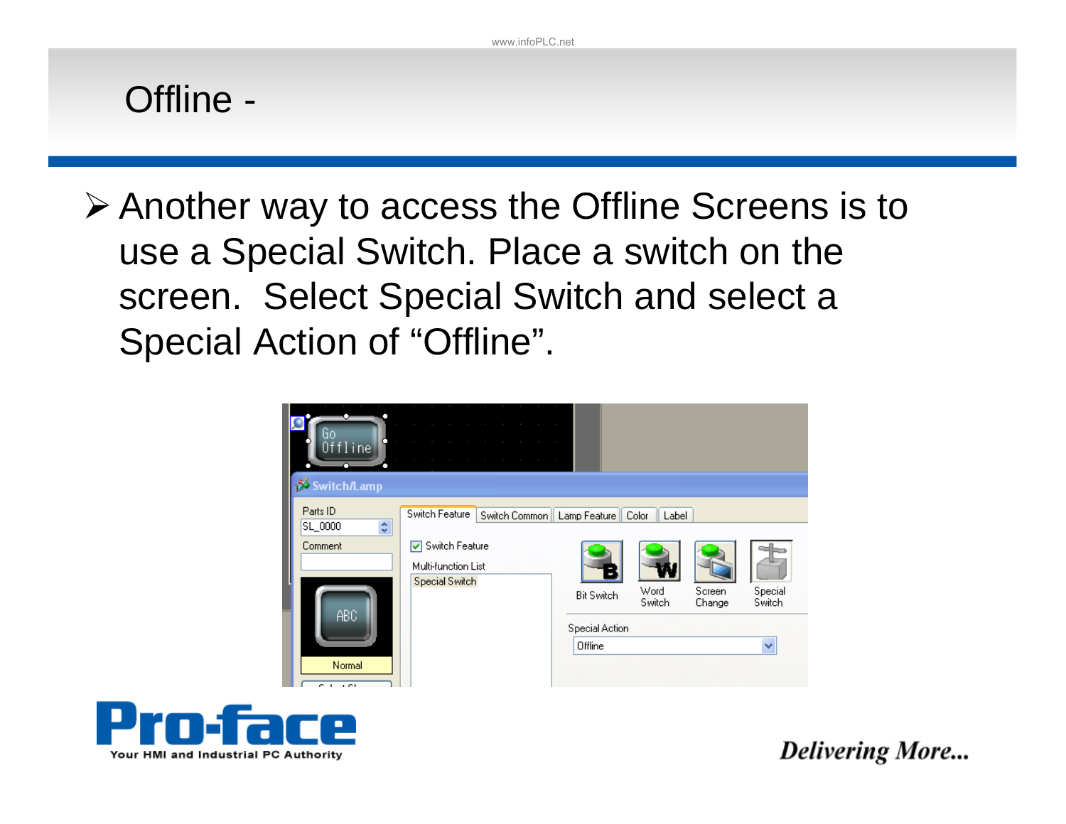# Offline -

- Another way to access the Offline Screens is to use a Special Switch. Place a switch on the screen. Select Special Switch and select a Special Action of "Offline".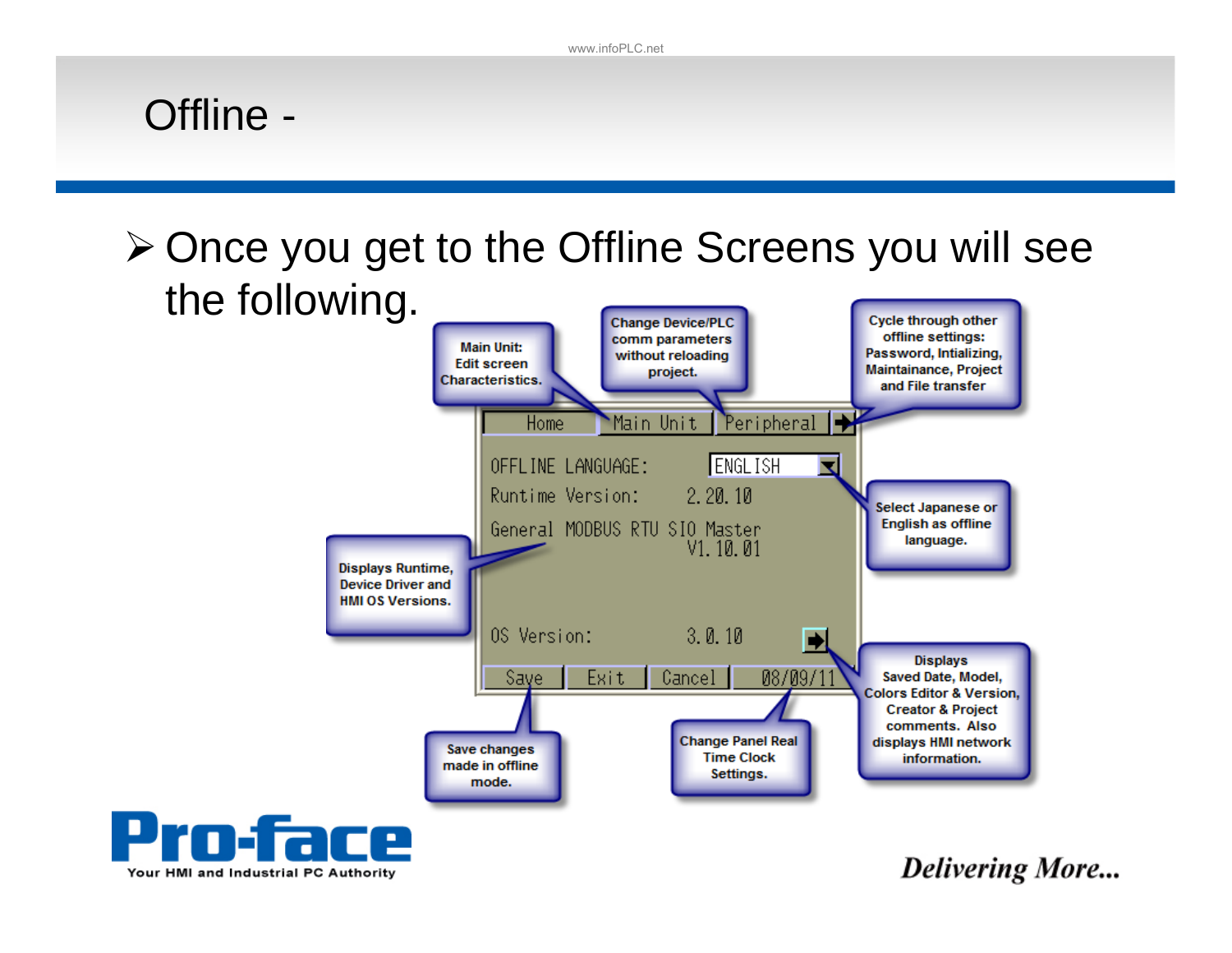# Offline -

- Once you get to the Offline Screens you will see the following.

Main Unit: Edit screen Characteristics.

Change Device/PLC comm parameters without reloading project.

Cycle through other offline settings: Password, Intializing, Maintainance, Project and File transfer

Home | Main Unit | Peripheral

OFFLINE LANGUAGE: ENGLISH

Runtime Version: 2.20.10

General MODBUS RTU SIO Master V1.10.01

OS Version: 3.0.10

Save | Exit | Cancel | 08/09/11

Select Japanese or English as offline language.

Displays Runtime, Device Driver and HMI OS Versions.

Displays Saved Date, Model, Colors Editor & Version, Creator & Project comments. Also displays HMI network information.

Save changes made in offline mode.

Change Panel Real Time Clock Settings.

Pro-face Your HMI and Industrial PC Authority

*Delivering More...*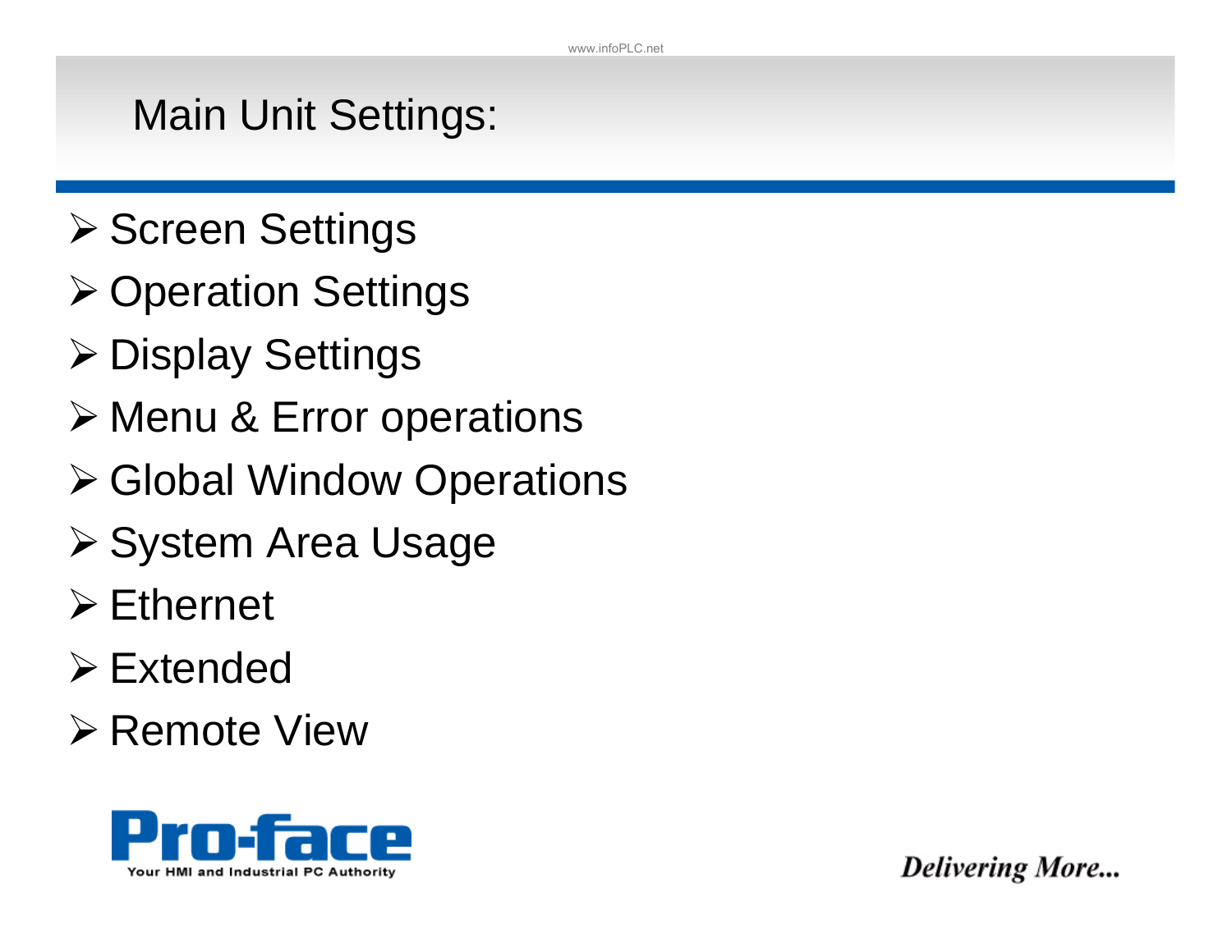# Main Unit Settings:

- Screen Settings
- Operation Settings
- Display Settings
- Menu & Error operations
- Global Window Operations
- System Area Usage
- Ethernet
- Extended
- Remote View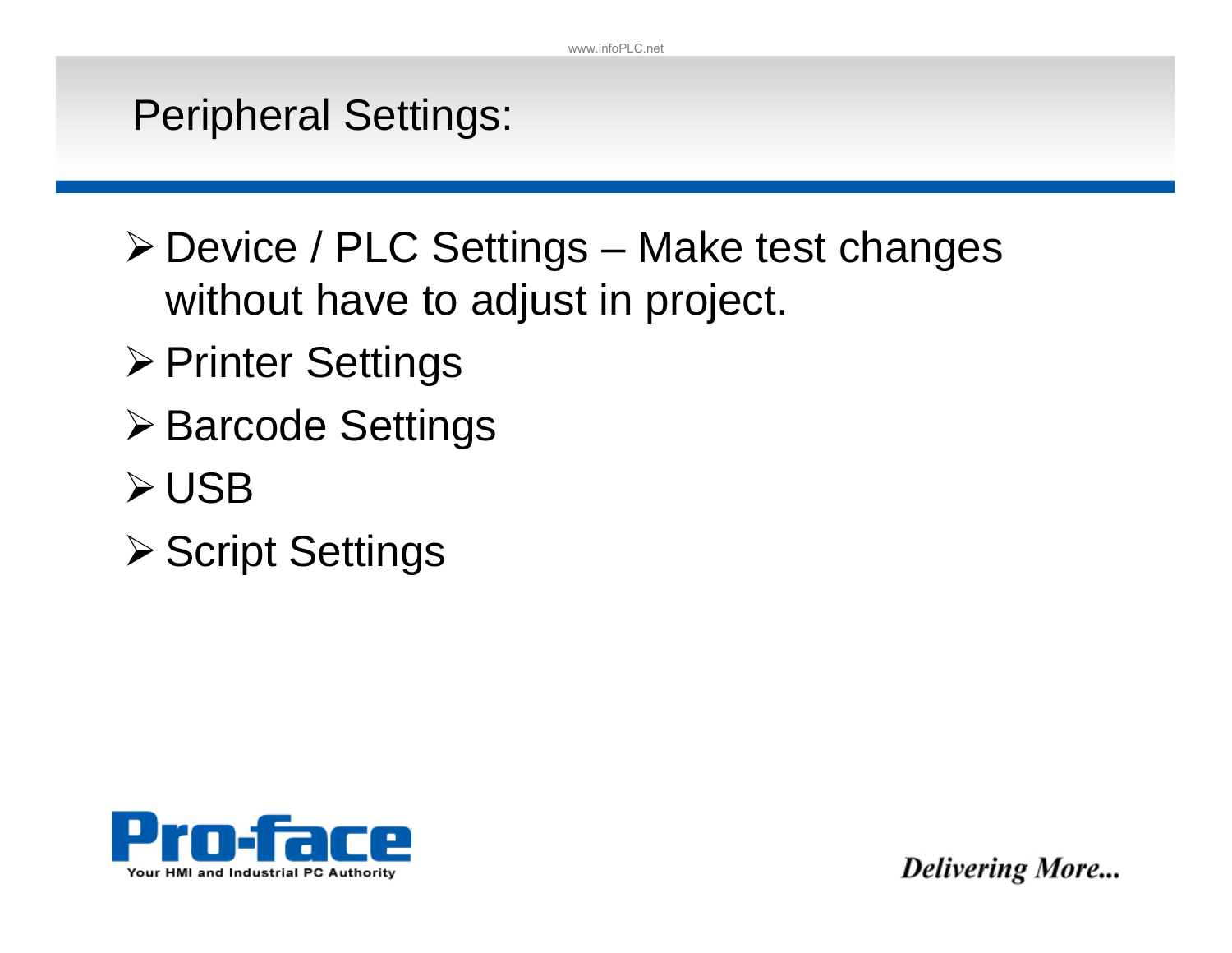# Peripheral Settings:

- Device / PLC Settings – Make test changes without have to adjust in project.
- Printer Settings
- Barcode Settings
- USB
- Script Settings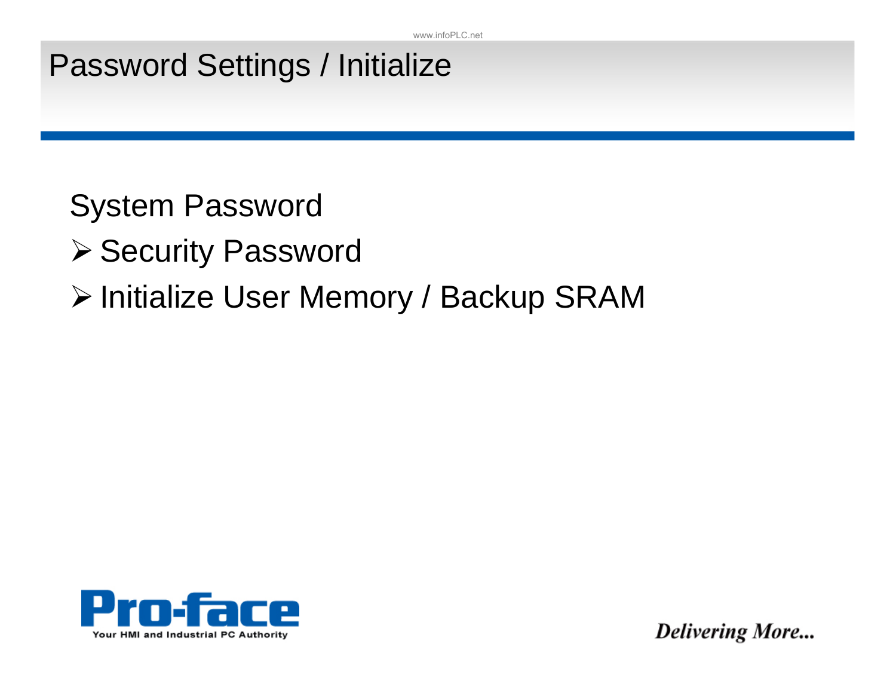# Password Settings / Initialize

## System Password

- Security Password
- Initialize User Memory / Backup SRAM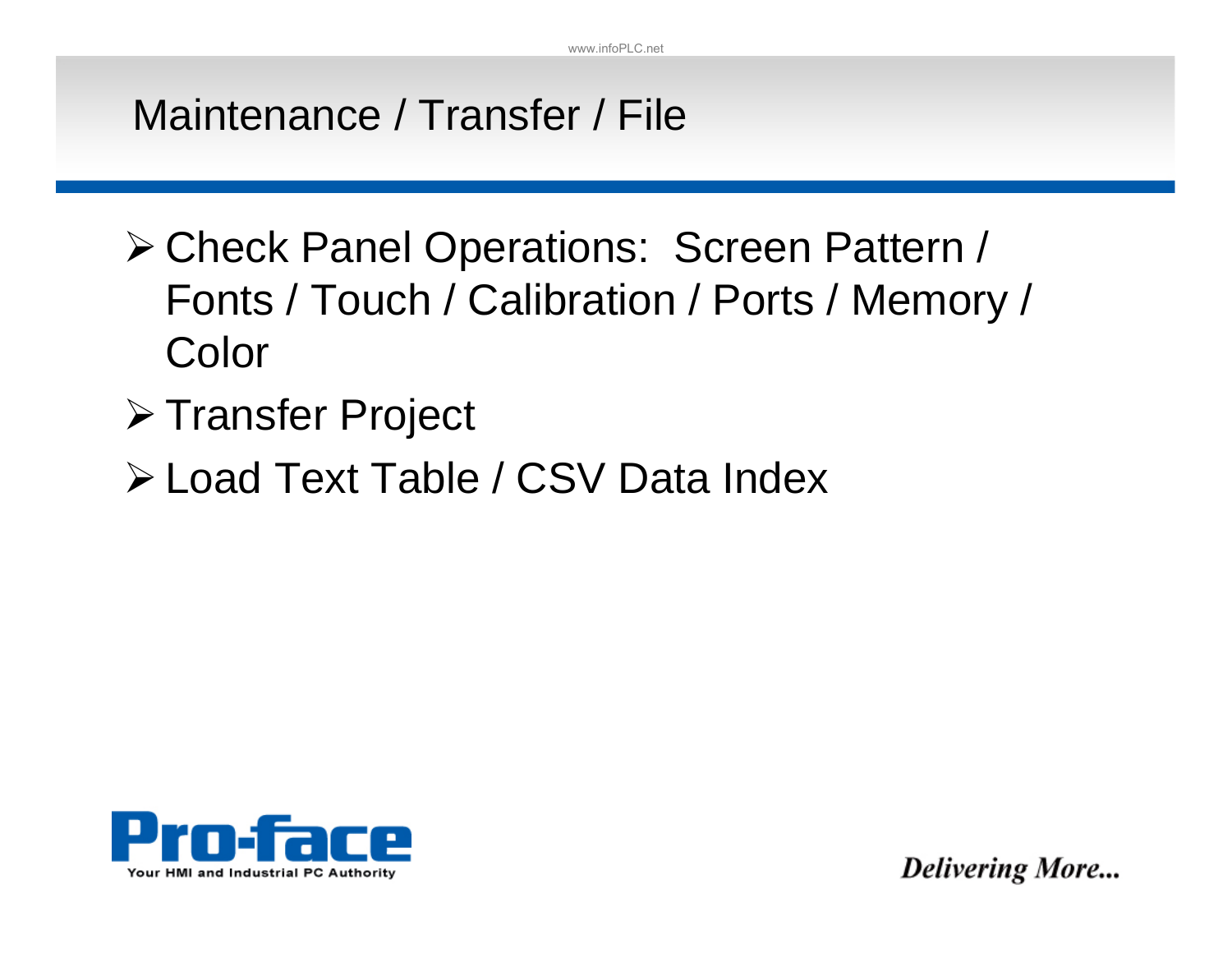# Maintenance / Transfer / File

- Check Panel Operations: Screen Pattern / Fonts / Touch / Calibration / Ports / Memory / Color
- Transfer Project
- Load Text Table / CSV Data Index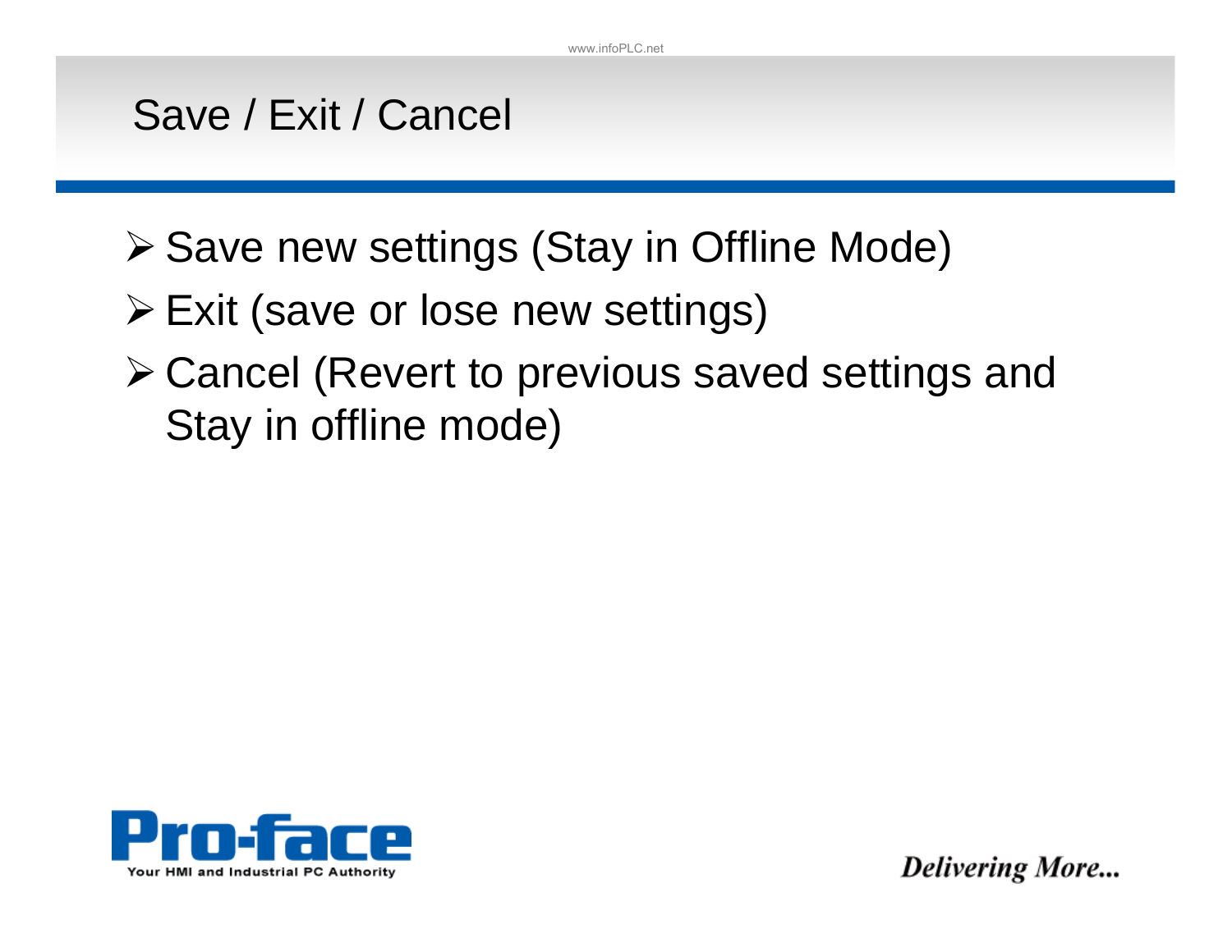# Save / Exit / Cancel

- Save new settings (Stay in Offline Mode)
- Exit (save or lose new settings)
- Cancel (Revert to previous saved settings and Stay in offline mode)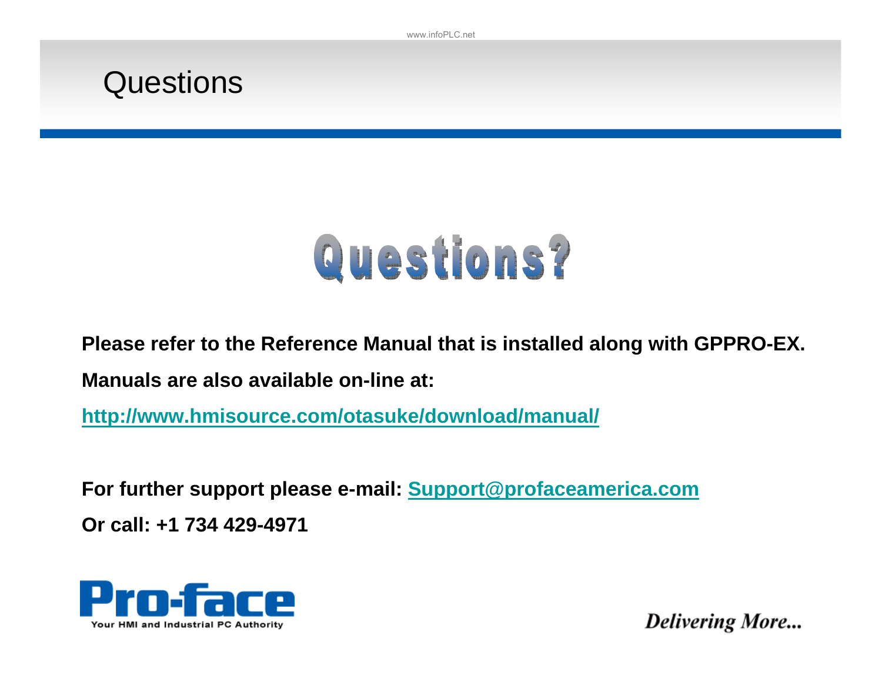# Questions

Questions?

**Please refer to the Reference Manual that is installed along with GPPRO-EX.**

**Manuals are also available on-line at:**

**http://www.hmisource.com/otasuke/download/manual/**

**For further support please e-mail: Support@profaceamerica.com**

**Or call: +1 734 429-4971**

Pro-face
Your HMI and Industrial PC Authority

*Delivering More...*